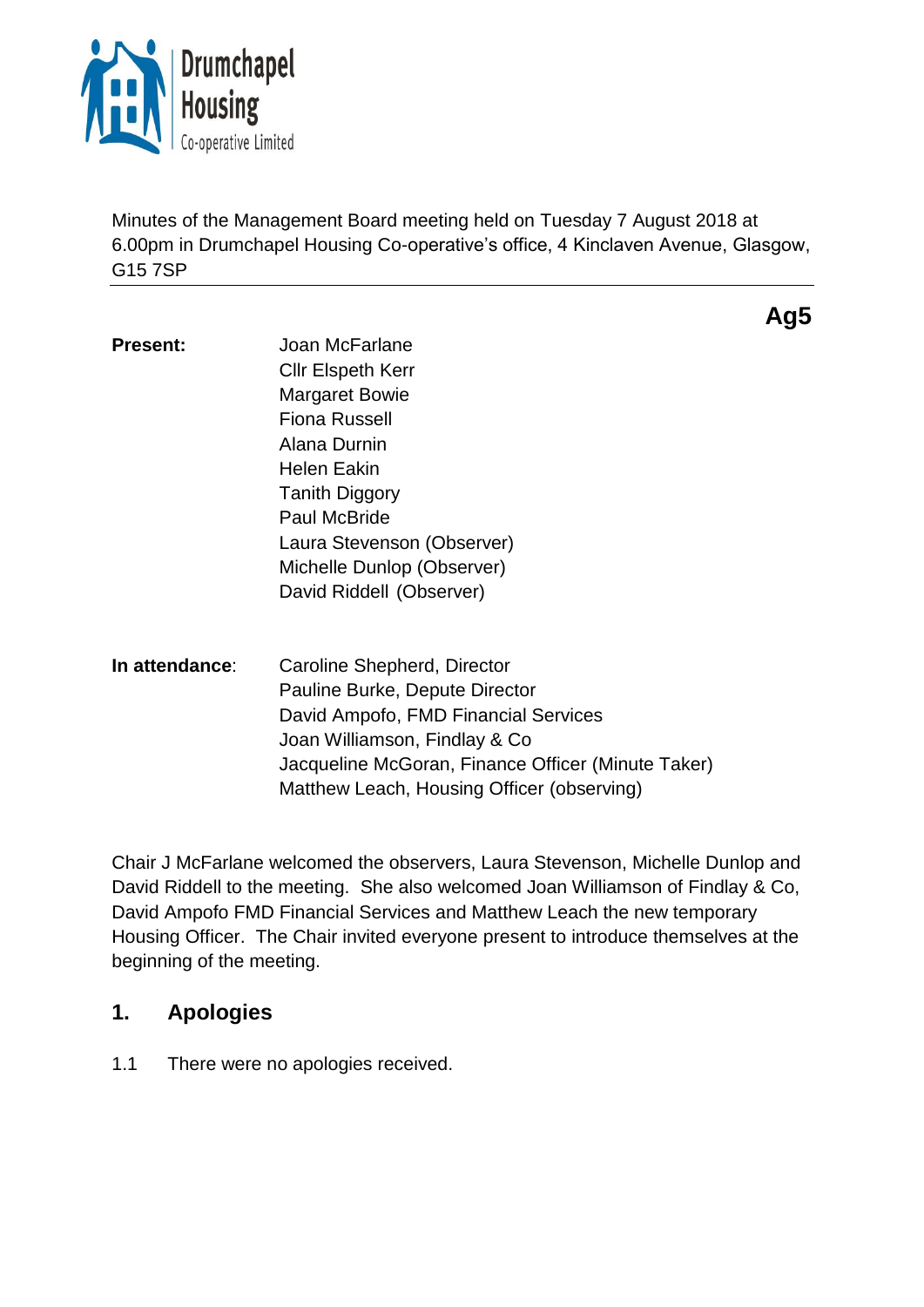Drumchapel Housing Co-operative Limited

Minutes of the Management Board meeting held on Tuesday 7 August 2018 at 6.00pm in Drumchapel Housing Co-operative's office, 4 Kinclaven Avenue, Glasgow, G15 7SP

**Ag5**

**Present:**

Joan McFarlane
Cllr Elspeth Kerr
Margaret Bowie
Fiona Russell
Alana Durnin
Helen Eakin
Tanith Diggory
Paul McBride
Laura Stevenson (Observer)
Michelle Dunlop (Observer)
David Riddell (Observer)

**In attendance:**

Caroline Shepherd, Director
Pauline Burke, Depute Director
David Ampofo, FMD Financial Services
Joan Williamson, Findlay & Co
Jacqueline McGoran, Finance Officer (Minute Taker)
Matthew Leach, Housing Officer (observing)

Chair J McFarlane welcomed the observers, Laura Stevenson, Michelle Dunlop and David Riddell to the meeting. She also welcomed Joan Williamson of Findlay & Co, David Ampofo FMD Financial Services and Matthew Leach the new temporary Housing Officer. The Chair invited everyone present to introduce themselves at the beginning of the meeting.

## 1. Apologies

1.1 There were no apologies received.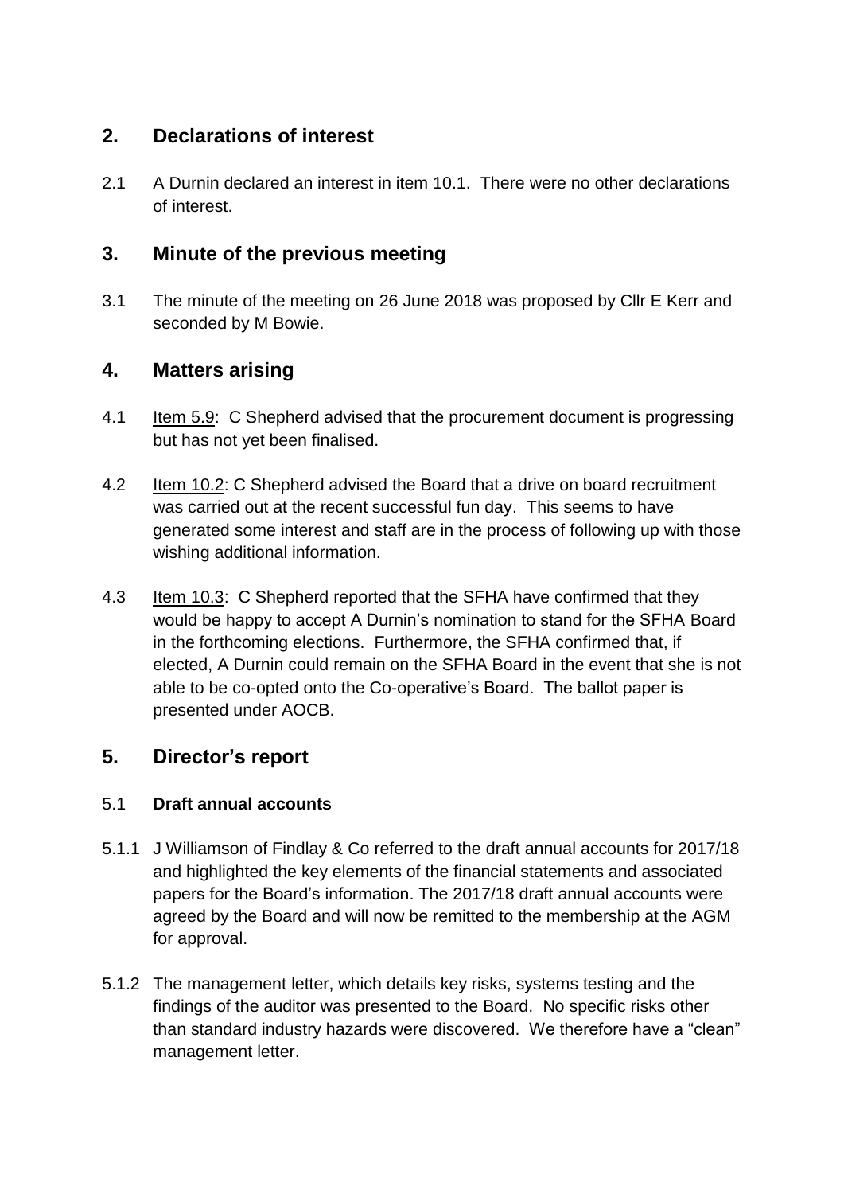## 2. Declarations of interest

2.1 A Durnin declared an interest in item 10.1. There were no other declarations of interest.

## 3. Minute of the previous meeting

3.1 The minute of the meeting on 26 June 2018 was proposed by Cllr E Kerr and seconded by M Bowie.

## 4. Matters arising

4.1 Item 5.9: C Shepherd advised that the procurement document is progressing but has not yet been finalised.

4.2 Item 10.2: C Shepherd advised the Board that a drive on board recruitment was carried out at the recent successful fun day. This seems to have generated some interest and staff are in the process of following up with those wishing additional information.

4.3 Item 10.3: C Shepherd reported that the SFHA have confirmed that they would be happy to accept A Durnin's nomination to stand for the SFHA Board in the forthcoming elections. Furthermore, the SFHA confirmed that, if elected, A Durnin could remain on the SFHA Board in the event that she is not able to be co-opted onto the Co-operative's Board. The ballot paper is presented under AOCB.

## 5. Director's report

### 5.1 Draft annual accounts

5.1.1 J Williamson of Findlay & Co referred to the draft annual accounts for 2017/18 and highlighted the key elements of the financial statements and associated papers for the Board's information. The 2017/18 draft annual accounts were agreed by the Board and will now be remitted to the membership at the AGM for approval.

5.1.2 The management letter, which details key risks, systems testing and the findings of the auditor was presented to the Board. No specific risks other than standard industry hazards were discovered. We therefore have a "clean" management letter.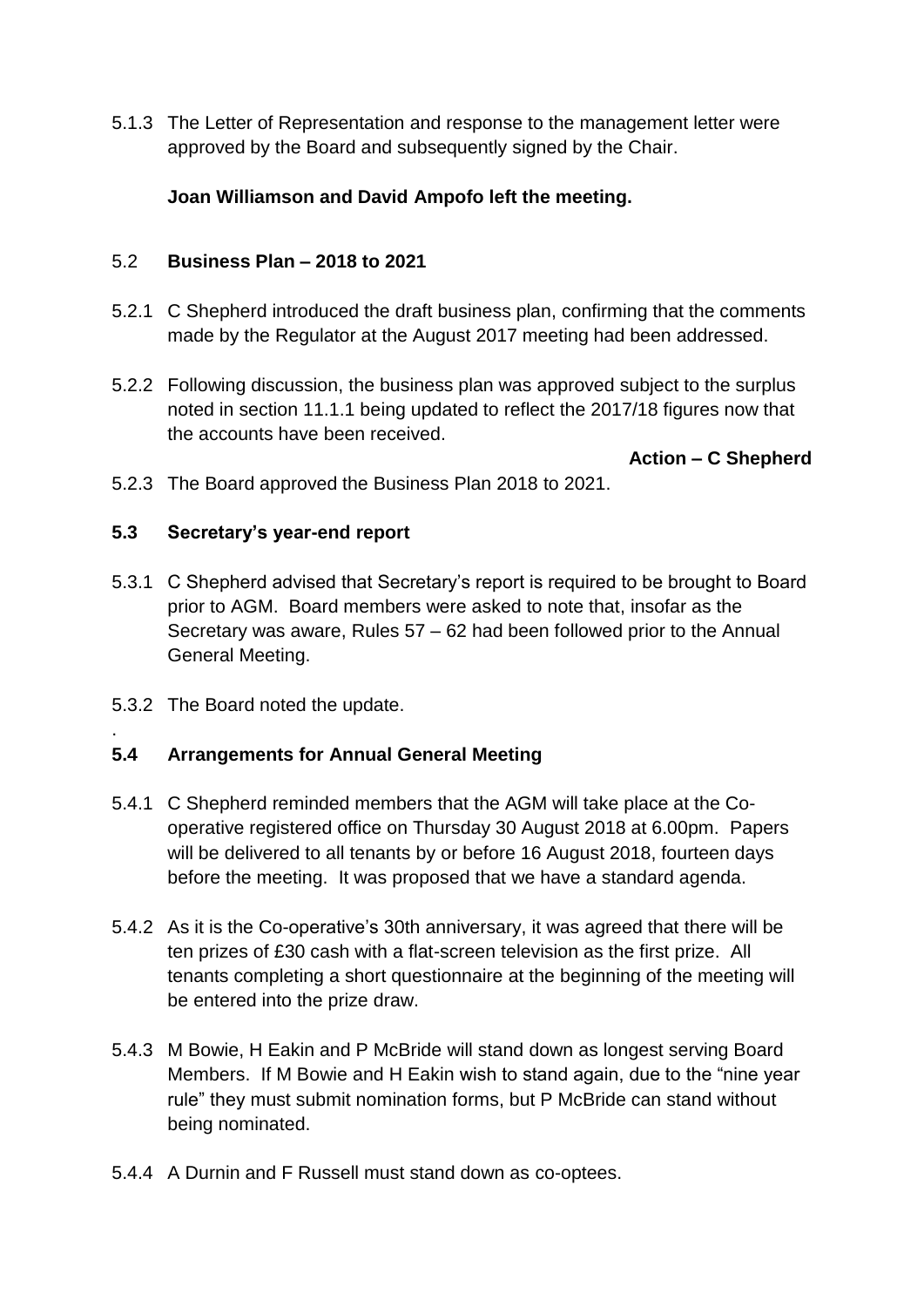5.1.3 The Letter of Representation and response to the management letter were approved by the Board and subsequently signed by the Chair.

**Joan Williamson and David Ampofo left the meeting.**

5.2 **Business Plan – 2018 to 2021**

5.2.1 C Shepherd introduced the draft business plan, confirming that the comments made by the Regulator at the August 2017 meeting had been addressed.

5.2.2 Following discussion, the business plan was approved subject to the surplus noted in section 11.1.1 being updated to reflect the 2017/18 figures now that the accounts have been received.

**Action – C Shepherd**

5.2.3 The Board approved the Business Plan 2018 to 2021.

**5.3 Secretary's year-end report**

5.3.1 C Shepherd advised that Secretary's report is required to be brought to Board prior to AGM. Board members were asked to note that, insofar as the Secretary was aware, Rules 57 – 62 had been followed prior to the Annual General Meeting.

5.3.2 The Board noted the update.

.

**5.4 Arrangements for Annual General Meeting**

5.4.1 C Shepherd reminded members that the AGM will take place at the Co-operative registered office on Thursday 30 August 2018 at 6.00pm. Papers will be delivered to all tenants by or before 16 August 2018, fourteen days before the meeting. It was proposed that we have a standard agenda.

5.4.2 As it is the Co-operative's 30th anniversary, it was agreed that there will be ten prizes of £30 cash with a flat-screen television as the first prize. All tenants completing a short questionnaire at the beginning of the meeting will be entered into the prize draw.

5.4.3 M Bowie, H Eakin and P McBride will stand down as longest serving Board Members. If M Bowie and H Eakin wish to stand again, due to the "nine year rule" they must submit nomination forms, but P McBride can stand without being nominated.

5.4.4 A Durnin and F Russell must stand down as co-optees.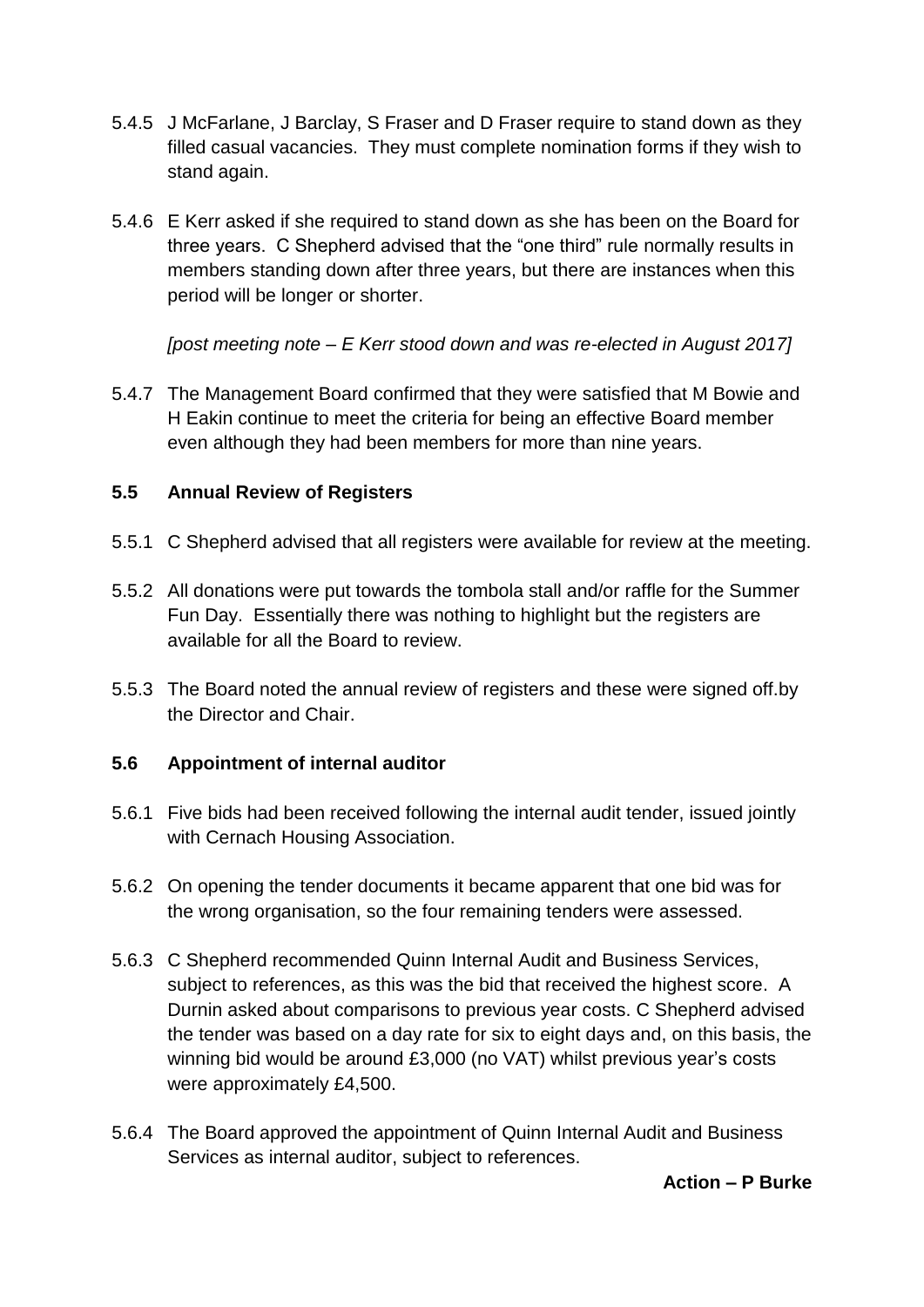5.4.5 J McFarlane, J Barclay, S Fraser and D Fraser require to stand down as they filled casual vacancies. They must complete nomination forms if they wish to stand again.

5.4.6 E Kerr asked if she required to stand down as she has been on the Board for three years. C Shepherd advised that the "one third" rule normally results in members standing down after three years, but there are instances when this period will be longer or shorter.

*[post meeting note – E Kerr stood down and was re-elected in August 2017]*

5.4.7 The Management Board confirmed that they were satisfied that M Bowie and H Eakin continue to meet the criteria for being an effective Board member even although they had been members for more than nine years.

### 5.5 Annual Review of Registers

5.5.1 C Shepherd advised that all registers were available for review at the meeting.

5.5.2 All donations were put towards the tombola stall and/or raffle for the Summer Fun Day. Essentially there was nothing to highlight but the registers are available for all the Board to review.

5.5.3 The Board noted the annual review of registers and these were signed off.by the Director and Chair.

### 5.6 Appointment of internal auditor

5.6.1 Five bids had been received following the internal audit tender, issued jointly with Cernach Housing Association.

5.6.2 On opening the tender documents it became apparent that one bid was for the wrong organisation, so the four remaining tenders were assessed.

5.6.3 C Shepherd recommended Quinn Internal Audit and Business Services, subject to references, as this was the bid that received the highest score. A Durnin asked about comparisons to previous year costs. C Shepherd advised the tender was based on a day rate for six to eight days and, on this basis, the winning bid would be around £3,000 (no VAT) whilst previous year's costs were approximately £4,500.

5.6.4 The Board approved the appointment of Quinn Internal Audit and Business Services as internal auditor, subject to references.

**Action – P Burke**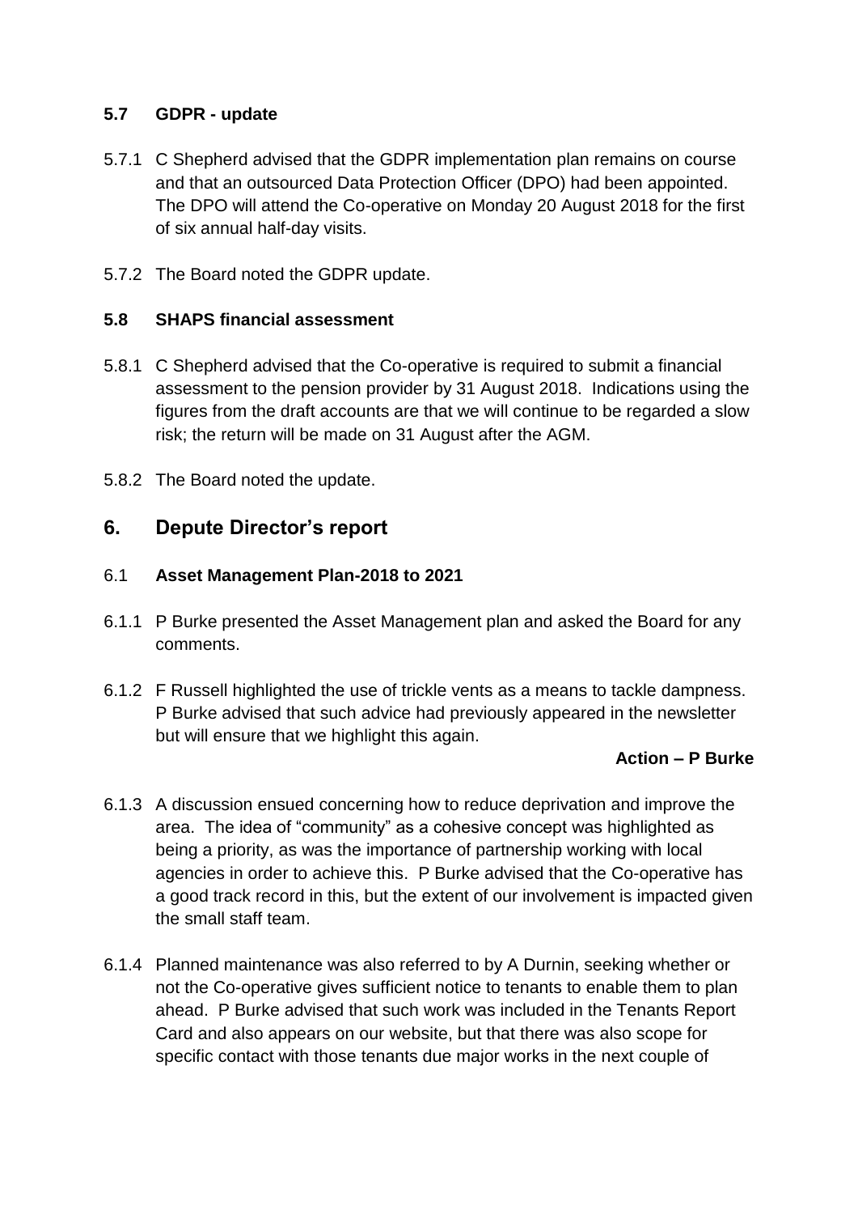### 5.7 GDPR - update

5.7.1 C Shepherd advised that the GDPR implementation plan remains on course and that an outsourced Data Protection Officer (DPO) had been appointed. The DPO will attend the Co-operative on Monday 20 August 2018 for the first of six annual half-day visits.

5.7.2 The Board noted the GDPR update.

### 5.8 SHAPS financial assessment

5.8.1 C Shepherd advised that the Co-operative is required to submit a financial assessment to the pension provider by 31 August 2018. Indications using the figures from the draft accounts are that we will continue to be regarded a slow risk; the return will be made on 31 August after the AGM.

5.8.2 The Board noted the update.

## 6. Depute Director's report

6.1 **Asset Management Plan-2018 to 2021**

6.1.1 P Burke presented the Asset Management plan and asked the Board for any comments.

6.1.2 F Russell highlighted the use of trickle vents as a means to tackle dampness. P Burke advised that such advice had previously appeared in the newsletter but will ensure that we highlight this again.

**Action – P Burke**

6.1.3 A discussion ensued concerning how to reduce deprivation and improve the area. The idea of "community" as a cohesive concept was highlighted as being a priority, as was the importance of partnership working with local agencies in order to achieve this. P Burke advised that the Co-operative has a good track record in this, but the extent of our involvement is impacted given the small staff team.

6.1.4 Planned maintenance was also referred to by A Durnin, seeking whether or not the Co-operative gives sufficient notice to tenants to enable them to plan ahead. P Burke advised that such work was included in the Tenants Report Card and also appears on our website, but that there was also scope for specific contact with those tenants due major works in the next couple of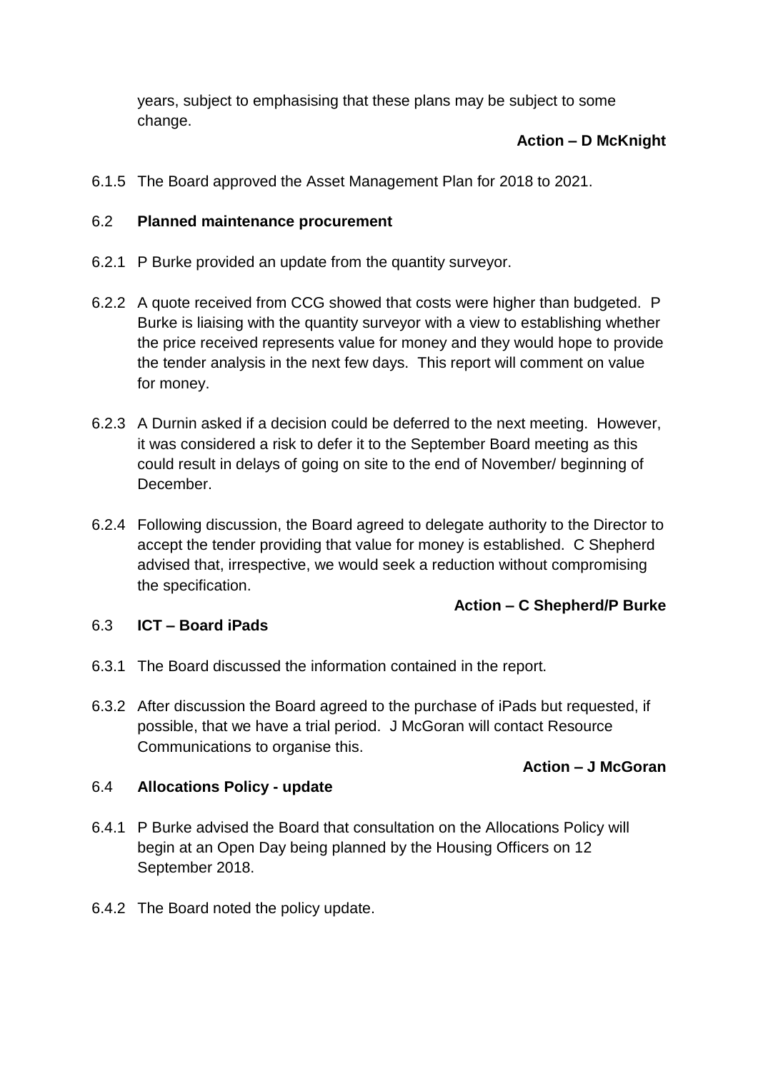years, subject to emphasising that these plans may be subject to some change.

**Action – D McKnight**

6.1.5 The Board approved the Asset Management Plan for 2018 to 2021.

6.2 **Planned maintenance procurement**

6.2.1 P Burke provided an update from the quantity surveyor.

6.2.2 A quote received from CCG showed that costs were higher than budgeted. P Burke is liaising with the quantity surveyor with a view to establishing whether the price received represents value for money and they would hope to provide the tender analysis in the next few days. This report will comment on value for money.

6.2.3 A Durnin asked if a decision could be deferred to the next meeting. However, it was considered a risk to defer it to the September Board meeting as this could result in delays of going on site to the end of November/ beginning of December.

6.2.4 Following discussion, the Board agreed to delegate authority to the Director to accept the tender providing that value for money is established. C Shepherd advised that, irrespective, we would seek a reduction without compromising the specification.

**Action – C Shepherd/P Burke**

6.3 **ICT – Board iPads**

6.3.1 The Board discussed the information contained in the report.

6.3.2 After discussion the Board agreed to the purchase of iPads but requested, if possible, that we have a trial period. J McGoran will contact Resource Communications to organise this.

**Action – J McGoran**

6.4 **Allocations Policy - update**

6.4.1 P Burke advised the Board that consultation on the Allocations Policy will begin at an Open Day being planned by the Housing Officers on 12 September 2018.

6.4.2 The Board noted the policy update.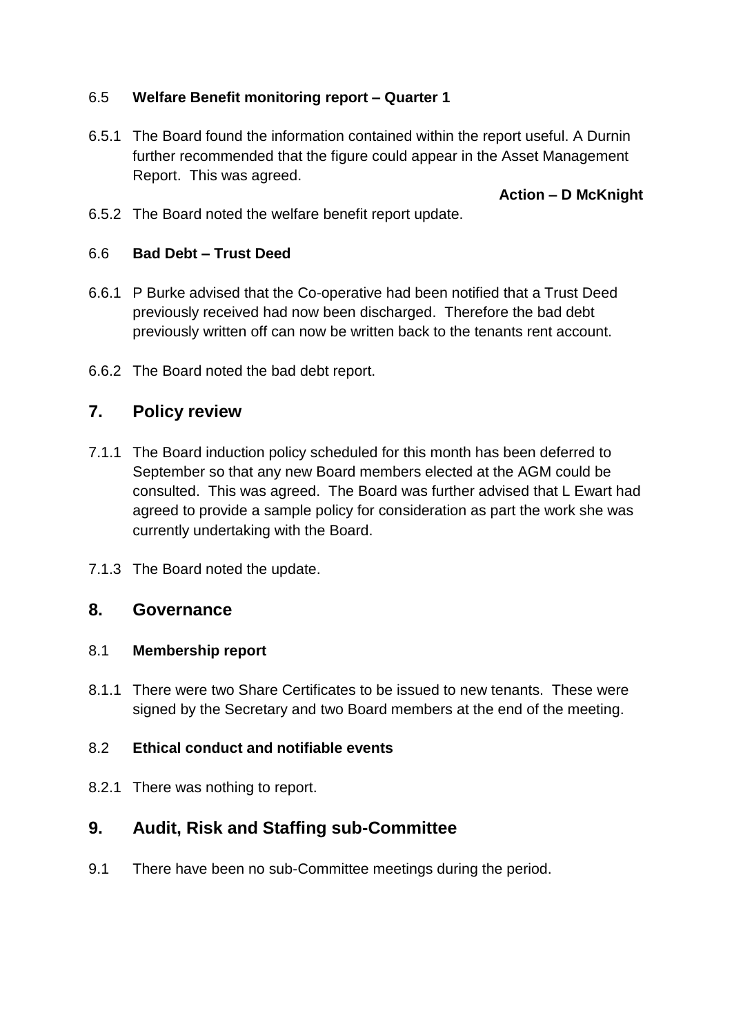6.5 **Welfare Benefit monitoring report – Quarter 1**

6.5.1 The Board found the information contained within the report useful. A Durnin further recommended that the figure could appear in the Asset Management Report. This was agreed.

**Action – D McKnight**

6.5.2 The Board noted the welfare benefit report update.

6.6 **Bad Debt – Trust Deed**

6.6.1 P Burke advised that the Co-operative had been notified that a Trust Deed previously received had now been discharged. Therefore the bad debt previously written off can now be written back to the tenants rent account.

6.6.2 The Board noted the bad debt report.

## 7. Policy review

7.1.1 The Board induction policy scheduled for this month has been deferred to September so that any new Board members elected at the AGM could be consulted. This was agreed. The Board was further advised that L Ewart had agreed to provide a sample policy for consideration as part the work she was currently undertaking with the Board.

7.1.3 The Board noted the update.

## 8. Governance

8.1 **Membership report**

8.1.1 There were two Share Certificates to be issued to new tenants. These were signed by the Secretary and two Board members at the end of the meeting.

8.2 **Ethical conduct and notifiable events**

8.2.1 There was nothing to report.

## 9. Audit, Risk and Staffing sub-Committee

9.1 There have been no sub-Committee meetings during the period.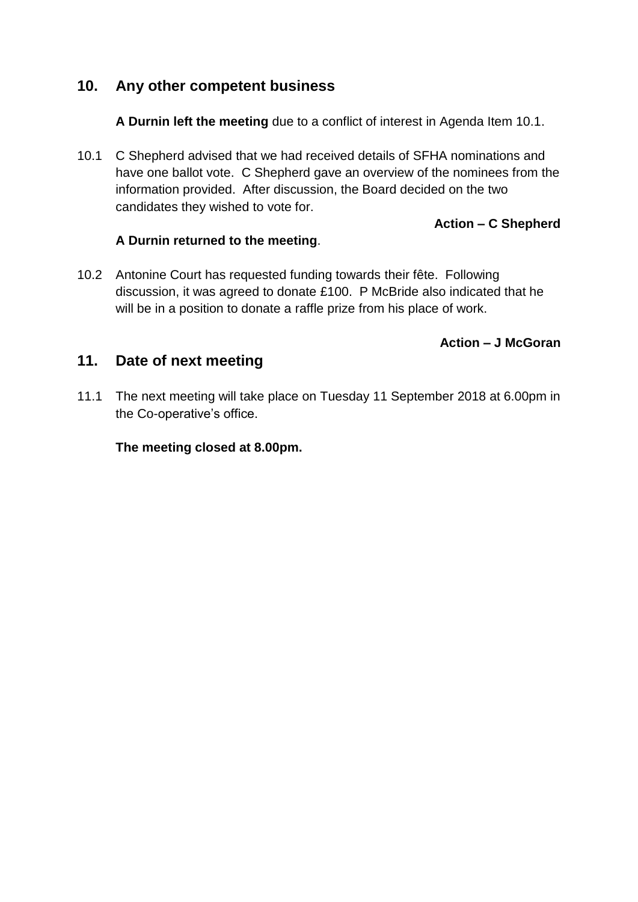## 10. Any other competent business

**A Durnin left the meeting** due to a conflict of interest in Agenda Item 10.1.

10.1 C Shepherd advised that we had received details of SFHA nominations and have one ballot vote. C Shepherd gave an overview of the nominees from the information provided. After discussion, the Board decided on the two candidates they wished to vote for.

**Action – C Shepherd**

**A Durnin returned to the meeting**.

10.2 Antonine Court has requested funding towards their fête. Following discussion, it was agreed to donate £100. P McBride also indicated that he will be in a position to donate a raffle prize from his place of work.

**Action – J McGoran**

## 11. Date of next meeting

11.1 The next meeting will take place on Tuesday 11 September 2018 at 6.00pm in the Co-operative's office.

**The meeting closed at 8.00pm.**